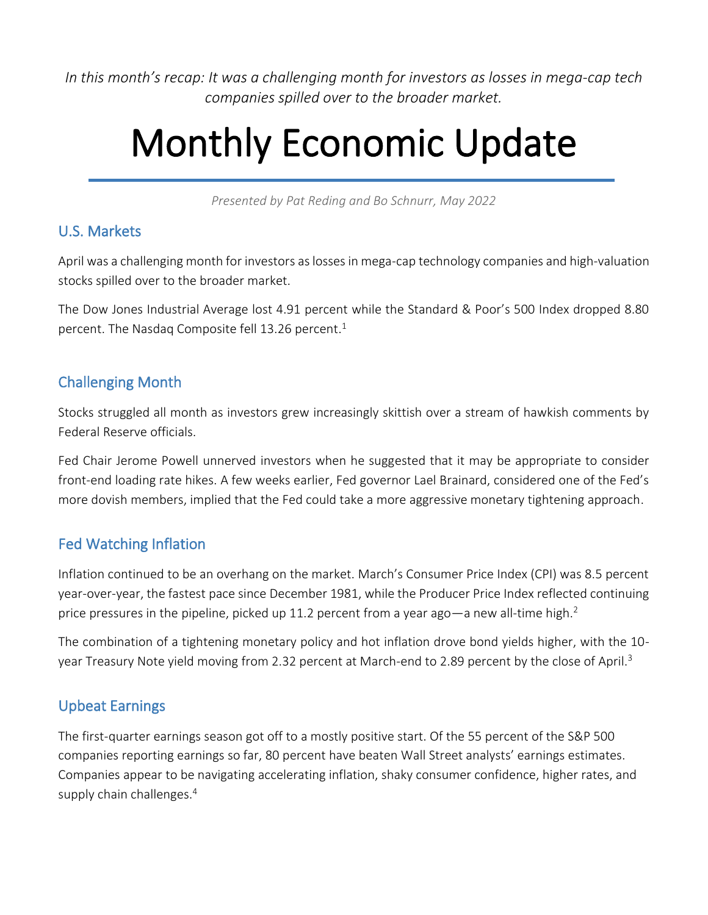*In this month's recap: It was a challenging month for investors as losses in mega-cap tech companies spilled over to the broader market.*

# Monthly Economic Update

*Presented by Pat Reding and Bo Schnurr, May 2022*

## U.S. Markets

April was a challenging month for investors as losses in mega-cap technology companies and high-valuation stocks spilled over to the broader market.

The Dow Jones Industrial Average lost 4.91 percent while the Standard & Poor's 500 Index dropped 8.80 percent. The Nasdaq Composite fell 13.26 percent.[1]

## Challenging Month

Stocks struggled all month as investors grew increasingly skittish over a stream of hawkish comments by Federal Reserve officials.

Fed Chair Jerome Powell unnerved investors when he suggested that it may be appropriate to consider front-end loading rate hikes. A few weeks earlier, Fed governor Lael Brainard, considered one of the Fed's more dovish members, implied that the Fed could take a more aggressive monetary tightening approach.

## Fed Watching Inflation

Inflation continued to be an overhang on the market. March's Consumer Price Index (CPI) was 8.5 percent year-over-year, the fastest pace since December 1981, while the Producer Price Index reflected continuing price pressures in the pipeline, picked up 11.2 percent from a year ago—a new all-time high.[2]

The combination of a tightening monetary policy and hot inflation drove bond yields higher, with the 10-year Treasury Note yield moving from 2.32 percent at March-end to 2.89 percent by the close of April.[3]

## Upbeat Earnings

The first-quarter earnings season got off to a mostly positive start. Of the 55 percent of the S&P 500 companies reporting earnings so far, 80 percent have beaten Wall Street analysts' earnings estimates. Companies appear to be navigating accelerating inflation, shaky consumer confidence, higher rates, and supply chain challenges.[4]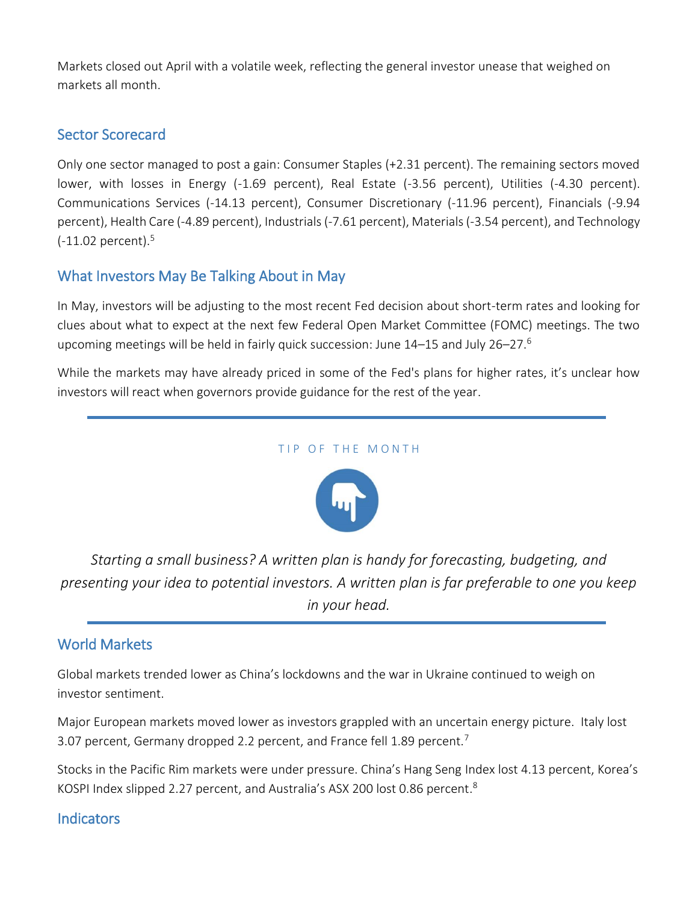Markets closed out April with a volatile week, reflecting the general investor unease that weighed on markets all month.

## Sector Scorecard

Only one sector managed to post a gain: Consumer Staples (+2.31 percent). The remaining sectors moved lower, with losses in Energy (-1.69 percent), Real Estate (-3.56 percent), Utilities (-4.30 percent). Communications Services (-14.13 percent), Consumer Discretionary (-11.96 percent), Financials (-9.94 percent), Health Care (-4.89 percent), Industrials (-7.61 percent), Materials (-3.54 percent), and Technology (-11.02 percent).[5]

## What Investors May Be Talking About in May

In May, investors will be adjusting to the most recent Fed decision about short-term rates and looking for clues about what to expect at the next few Federal Open Market Committee (FOMC) meetings. The two upcoming meetings will be held in fairly quick succession: June 14–15 and July 26–27.[6]

While the markets may have already priced in some of the Fed's plans for higher rates, it's unclear how investors will react when governors provide guidance for the rest of the year.

---

TIP OF THE MONTH

*Starting a small business? A written plan is handy for forecasting, budgeting, and presenting your idea to potential investors. A written plan is far preferable to one you keep in your head.*

---

## World Markets

Global markets trended lower as China's lockdowns and the war in Ukraine continued to weigh on investor sentiment.

Major European markets moved lower as investors grappled with an uncertain energy picture. Italy lost 3.07 percent, Germany dropped 2.2 percent, and France fell 1.89 percent.[7]

Stocks in the Pacific Rim markets were under pressure. China's Hang Seng Index lost 4.13 percent, Korea's KOSPI Index slipped 2.27 percent, and Australia's ASX 200 lost 0.86 percent.[8]

## Indicators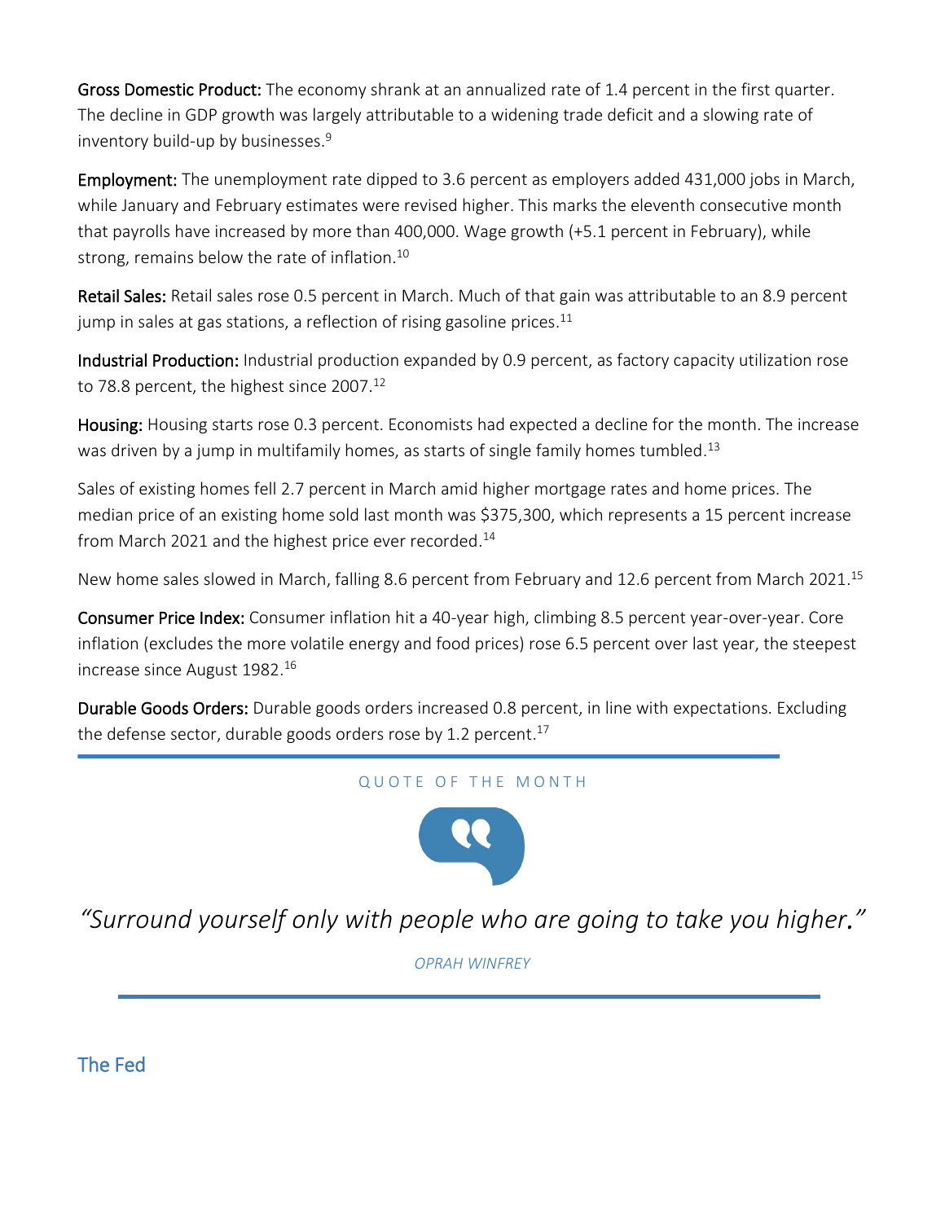**Gross Domestic Product:** The economy shrank at an annualized rate of 1.4 percent in the first quarter. The decline in GDP growth was largely attributable to a widening trade deficit and a slowing rate of inventory build-up by businesses.[9]

**Employment:** The unemployment rate dipped to 3.6 percent as employers added 431,000 jobs in March, while January and February estimates were revised higher. This marks the eleventh consecutive month that payrolls have increased by more than 400,000. Wage growth (+5.1 percent in February), while strong, remains below the rate of inflation.[10]

**Retail Sales:** Retail sales rose 0.5 percent in March. Much of that gain was attributable to an 8.9 percent jump in sales at gas stations, a reflection of rising gasoline prices.[11]

**Industrial Production:** Industrial production expanded by 0.9 percent, as factory capacity utilization rose to 78.8 percent, the highest since 2007.[12]

**Housing:** Housing starts rose 0.3 percent. Economists had expected a decline for the month. The increase was driven by a jump in multifamily homes, as starts of single family homes tumbled.[13]

Sales of existing homes fell 2.7 percent in March amid higher mortgage rates and home prices. The median price of an existing home sold last month was $375,300, which represents a 15 percent increase from March 2021 and the highest price ever recorded.[14]

New home sales slowed in March, falling 8.6 percent from February and 12.6 percent from March 2021.[15]

**Consumer Price Index:** Consumer inflation hit a 40-year high, climbing 8.5 percent year-over-year. Core inflation (excludes the more volatile energy and food prices) rose 6.5 percent over last year, the steepest increase since August 1982.[16]

**Durable Goods Orders:** Durable goods orders increased 0.8 percent, in line with expectations. Excluding the defense sector, durable goods orders rose by 1.2 percent.[17]

---

QUOTE OF THE MONTH

*"Surround yourself only with people who are going to take you higher."*

*OPRAH WINFREY*

---

## The Fed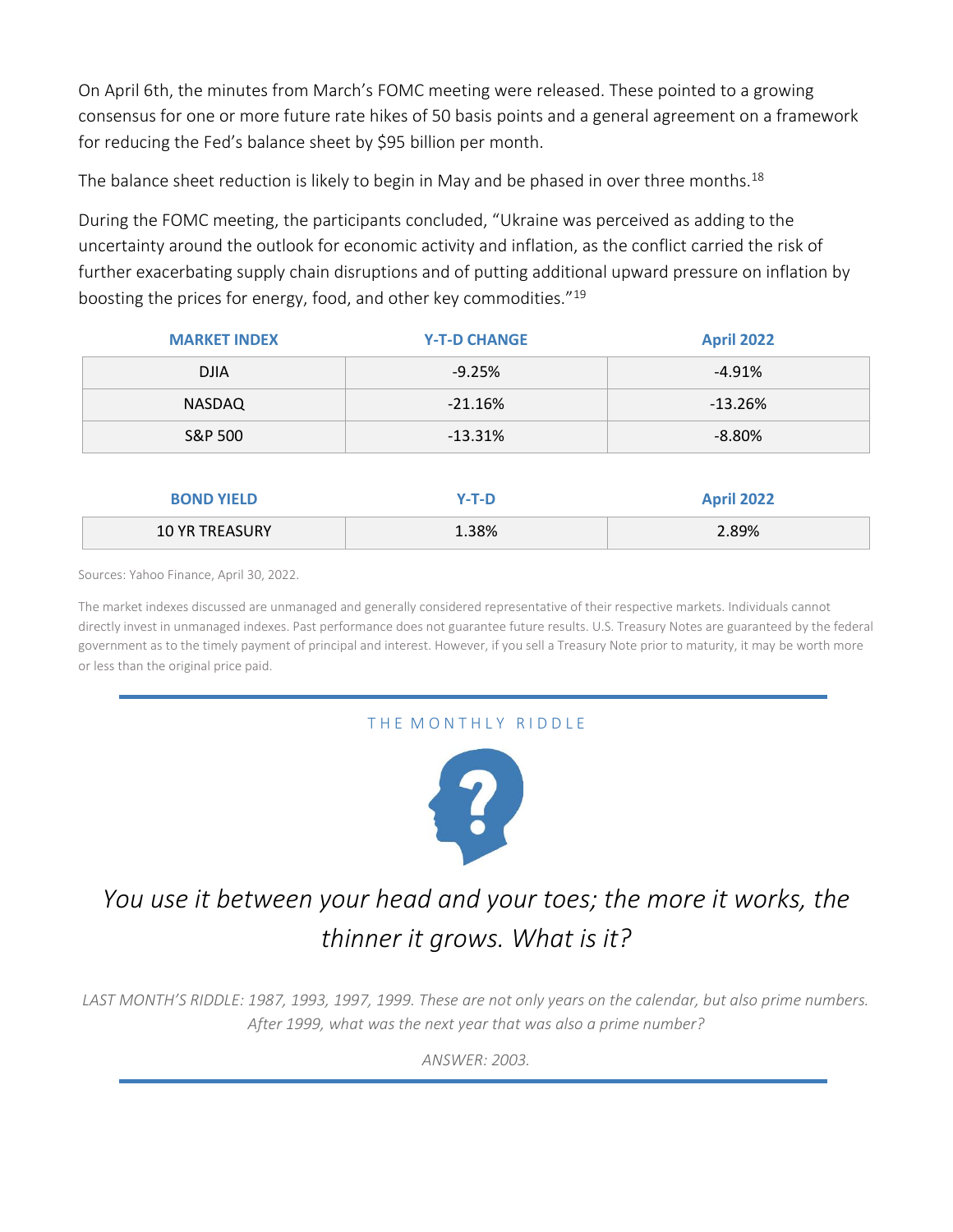On April 6th, the minutes from March's FOMC meeting were released. These pointed to a growing consensus for one or more future rate hikes of 50 basis points and a general agreement on a framework for reducing the Fed's balance sheet by $95 billion per month.

The balance sheet reduction is likely to begin in May and be phased in over three months.[18]

During the FOMC meeting, the participants concluded, "Ukraine was perceived as adding to the uncertainty around the outlook for economic activity and inflation, as the conflict carried the risk of further exacerbating supply chain disruptions and of putting additional upward pressure on inflation by boosting the prices for energy, food, and other key commodities."[19]

| MARKET INDEX | Y-T-D CHANGE | April 2022 |
|---|---|---|
| DJIA | -9.25% | -4.91% |
| NASDAQ | -21.16% | -13.26% |
| S&P 500 | -13.31% | -8.80% |

| BOND YIELD | Y-T-D | April 2022 |
|---|---|---|
| 10 YR TREASURY | 1.38% | 2.89% |

Sources: Yahoo Finance, April 30, 2022.

The market indexes discussed are unmanaged and generally considered representative of their respective markets. Individuals cannot directly invest in unmanaged indexes. Past performance does not guarantee future results. U.S. Treasury Notes are guaranteed by the federal government as to the timely payment of principal and interest. However, if you sell a Treasury Note prior to maturity, it may be worth more or less than the original price paid.

---

THE MONTHLY RIDDLE

*You use it between your head and your toes; the more it works, the thinner it grows. What is it?*

*LAST MONTH'S RIDDLE: 1987, 1993, 1997, 1999. These are not only years on the calendar, but also prime numbers. After 1999, what was the next year that was also a prime number?*

*ANSWER: 2003.*

---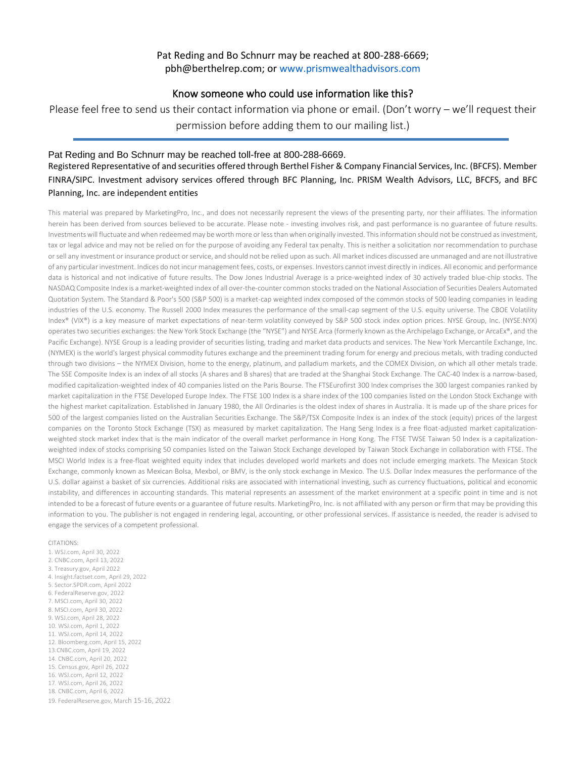Pat Reding and Bo Schnurr may be reached at 800-288-6669; pbh@berthelrep.com; or www.prismwealthadvisors.com

## Know someone who could use information like this?

Please feel free to send us their contact information via phone or email. (Don't worry – we'll request their permission before adding them to our mailing list.)

---

Pat Reding and Bo Schnurr may be reached toll-free at 800-288-6669.

Registered Representative of and securities offered through Berthel Fisher & Company Financial Services, Inc. (BFCFS). Member FINRA/SIPC. Investment advisory services offered through BFC Planning, Inc. PRISM Wealth Advisors, LLC, BFCFS, and BFC Planning, Inc. are independent entities

This material was prepared by MarketingPro, Inc., and does not necessarily represent the views of the presenting party, nor their affiliates. The information herein has been derived from sources believed to be accurate. Please note - investing involves risk, and past performance is no guarantee of future results. Investments will fluctuate and when redeemed may be worth more or less than when originally invested. This information should not be construed as investment, tax or legal advice and may not be relied on for the purpose of avoiding any Federal tax penalty. This is neither a solicitation nor recommendation to purchase or sell any investment or insurance product or service, and should not be relied upon as such. All market indices discussed are unmanaged and are not illustrative of any particular investment. Indices do not incur management fees, costs, or expenses. Investors cannot invest directly in indices. All economic and performance data is historical and not indicative of future results. The Dow Jones Industrial Average is a price-weighted index of 30 actively traded blue-chip stocks. The NASDAQ Composite Index is a market-weighted index of all over-the-counter common stocks traded on the National Association of Securities Dealers Automated Quotation System. The Standard & Poor's 500 (S&P 500) is a market-cap weighted index composed of the common stocks of 500 leading companies in leading industries of the U.S. economy. The Russell 2000 Index measures the performance of the small-cap segment of the U.S. equity universe. The CBOE Volatility Index® (VIX®) is a key measure of market expectations of near-term volatility conveyed by S&P 500 stock index option prices. NYSE Group, Inc. (NYSE:NYX) operates two securities exchanges: the New York Stock Exchange (the "NYSE") and NYSE Arca (formerly known as the Archipelago Exchange, or ArcaEx®, and the Pacific Exchange). NYSE Group is a leading provider of securities listing, trading and market data products and services. The New York Mercantile Exchange, Inc. (NYMEX) is the world's largest physical commodity futures exchange and the preeminent trading forum for energy and precious metals, with trading conducted through two divisions – the NYMEX Division, home to the energy, platinum, and palladium markets, and the COMEX Division, on which all other metals trade. The SSE Composite Index is an index of all stocks (A shares and B shares) that are traded at the Shanghai Stock Exchange. The CAC-40 Index is a narrow-based, modified capitalization-weighted index of 40 companies listed on the Paris Bourse. The FTSEurofirst 300 Index comprises the 300 largest companies ranked by market capitalization in the FTSE Developed Europe Index. The FTSE 100 Index is a share index of the 100 companies listed on the London Stock Exchange with the highest market capitalization. Established in January 1980, the All Ordinaries is the oldest index of shares in Australia. It is made up of the share prices for 500 of the largest companies listed on the Australian Securities Exchange. The S&P/TSX Composite Index is an index of the stock (equity) prices of the largest companies on the Toronto Stock Exchange (TSX) as measured by market capitalization. The Hang Seng Index is a free float-adjusted market capitalization-weighted stock market index that is the main indicator of the overall market performance in Hong Kong. The FTSE TWSE Taiwan 50 Index is a capitalization-weighted index of stocks comprising 50 companies listed on the Taiwan Stock Exchange developed by Taiwan Stock Exchange in collaboration with FTSE. The MSCI World Index is a free-float weighted equity index that includes developed world markets and does not include emerging markets. The Mexican Stock Exchange, commonly known as Mexican Bolsa, Mexbol, or BMV, is the only stock exchange in Mexico. The U.S. Dollar Index measures the performance of the U.S. dollar against a basket of six currencies. Additional risks are associated with international investing, such as currency fluctuations, political and economic instability, and differences in accounting standards. This material represents an assessment of the market environment at a specific point in time and is not intended to be a forecast of future events or a guarantee of future results. MarketingPro, Inc. is not affiliated with any person or firm that may be providing this information to you. The publisher is not engaged in rendering legal, accounting, or other professional services. If assistance is needed, the reader is advised to engage the services of a competent professional.

CITATIONS:

1. WSJ.com, April 30, 2022
2. CNBC.com, April 13, 2022
3. Treasury.gov, April 2022
4. Insight.factset.com, April 29, 2022
5. Sector.SPDR.com, April 2022
6. FederalReserve.gov, 2022
7. MSCI.com, April 30, 2022
8. MSCI.com, April 30, 2022
9. WSJ.com, April 28, 2022
10. WSJ.com, April 1, 2022
11. WSJ.com, April 14, 2022
12. Bloomberg.com, April 15, 2022
13. CNBC.com, April 19, 2022
14. CNBC.com, April 20, 2022
15. Census.gov, April 26, 2022
16. WSJ.com, April 12, 2022
17. WSJ.com, April 26, 2022
18. CNBC.com, April 6, 2022
19. FederalReserve.gov, March 15-16, 2022